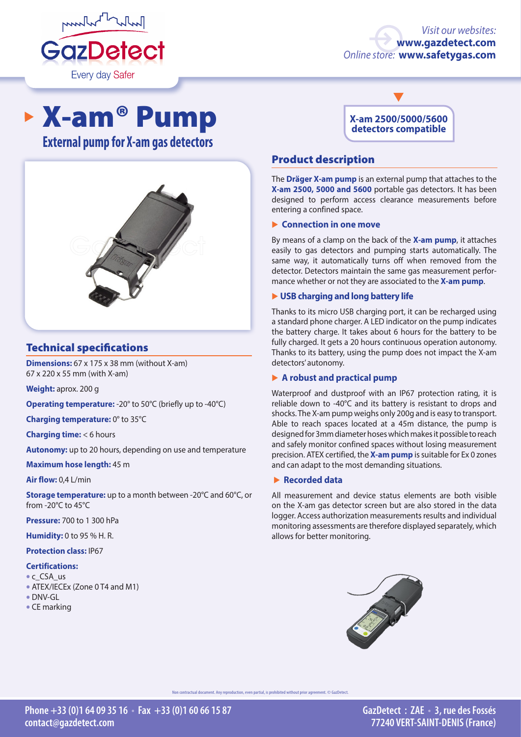Visit our websites: **www.gazdetect.com**
Online store: **www.safetygas.com**

# X-am® Pump

## External pump for X-am gas detectors

**X-am 2500/5000/5600 detectors compatible**

## Technical specifications

**Dimensions:** 67 x 175 x 38 mm (without X-am)
67 x 220 x 55 mm (with X-am)

**Weight:** aprox. 200 g

**Operating temperature:** -20° to 50°C (briefly up to -40°C)

**Charging temperature:** 0° to 35°C

**Charging time:** < 6 hours

**Autonomy:** up to 20 hours, depending on use and temperature

**Maximum hose length:** 45 m

**Air flow:** 0,4 L/min

**Storage temperature:** up to a month between -20°C and 60°C, or from -20°C to 45°C

**Pressure:** 700 to 1 300 hPa

**Humidity:** 0 to 95 % H. R.

**Protection class:** IP67

**Certifications:**

- c_CSA_us
- ATEX/IECEx (Zone 0 T4 and M1)
- DNV-GL
- CE marking

## Product description

The **Dräger X-am pump** is an external pump that attaches to the **X-am 2500, 5000 and 5600** portable gas detectors. It has been designed to perform access clearance measurements before entering a confined space.

### Connection in one move

By means of a clamp on the back of the **X-am pump**, it attaches easily to gas detectors and pumping starts automatically. The same way, it automatically turns off when removed from the detector. Detectors maintain the same gas measurement performance whether or not they are associated to the **X-am pump**.

### USB charging and long battery life

Thanks to its micro USB charging port, it can be recharged using a standard phone charger. A LED indicator on the pump indicates the battery charge. It takes about 6 hours for the battery to be fully charged. It gets a 20 hours continuous operation autonomy. Thanks to its battery, using the pump does not impact the X-am detectors' autonomy.

### A robust and practical pump

Waterproof and dustproof with an IP67 protection rating, it is reliable down to -40°C and its battery is resistant to drops and shocks. The X-am pump weighs only 200g and is easy to transport. Able to reach spaces located at a 45m distance, the pump is designed for 3mm diameter hoses which makes it possible to reach and safely monitor confined spaces without losing measurement precision. ATEX certified, the **X-am pump** is suitable for Ex 0 zones and can adapt to the most demanding situations.

### Recorded data

All measurement and device status elements are both visible on the X-am gas detector screen but are also stored in the data logger. Access authorization measurements results and individual monitoring assessments are therefore displayed separately, which allows for better monitoring.

Non contractual document. Any reproduction, even partial, is prohibited without prior agreement. © GazDetect.

Phone +33 (0)1 64 09 35 16 • Fax +33 (0)1 60 66 15 87
contact@gazdetect.com

GazDetect : ZAE • 3, rue des Fossés
77240 VERT-SAINT-DENIS (France)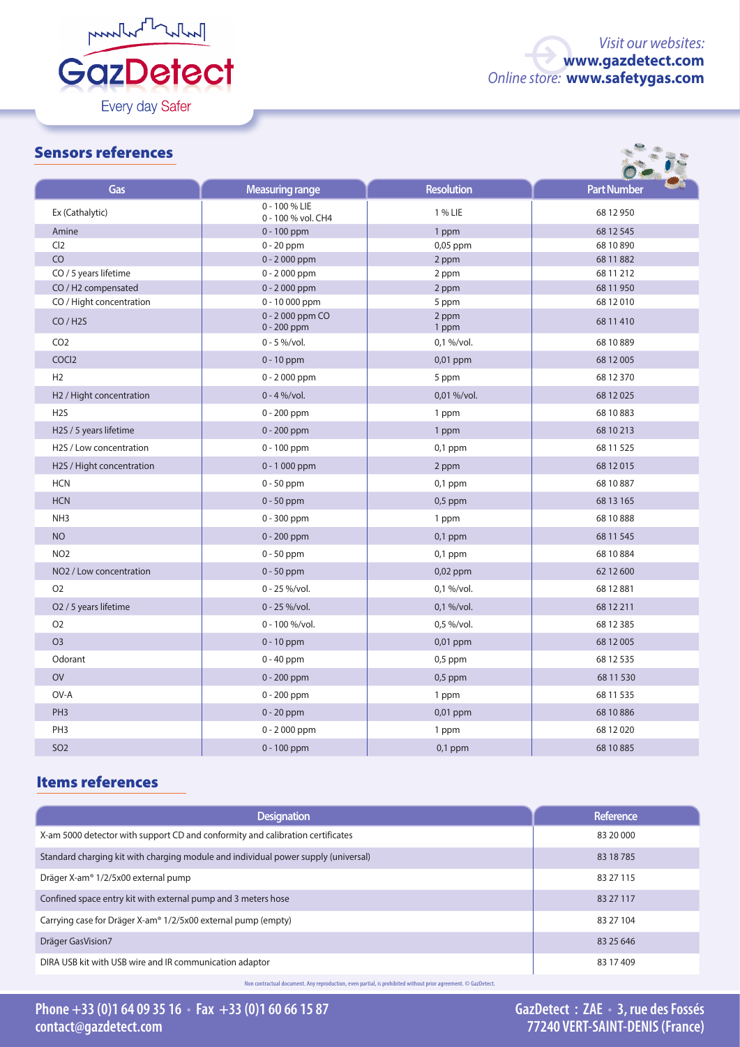GazDetect
Every day Safer

*Visit our websites:* **www.gazdetect.com**
*Online store:* **www.safetygas.com**

## Sensors references

| Gas | Measuring range | Resolution | Part Number |
|---|---|---|---|
| Ex (Cathalytic) | 0 - 100 % LIE<br>0 - 100 % vol. CH4 | 1 % LIE | 68 12 950 |
| Amine | 0 - 100 ppm | 1 ppm | 68 12 545 |
| Cl2 | 0 - 20 ppm | 0,05 ppm | 68 10 890 |
| CO | 0 - 2 000 ppm | 2 ppm | 68 11 882 |
| CO / 5 years lifetime | 0 - 2 000 ppm | 2 ppm | 68 11 212 |
| CO / H2 compensated | 0 - 2 000 ppm | 2 ppm | 68 11 950 |
| CO / Hight concentration | 0 - 10 000 ppm | 5 ppm | 68 12 010 |
| CO / H2S | 0 - 2 000 ppm CO<br>0 - 200 ppm | 2 ppm<br>1 ppm | 68 11 410 |
| CO2 | 0 - 5 %/vol. | 0,1 %/vol. | 68 10 889 |
| COCl2 | 0 - 10 ppm | 0,01 ppm | 68 12 005 |
| H2 | 0 - 2 000 ppm | 5 ppm | 68 12 370 |
| H2 / Hight concentration | 0 - 4 %/vol. | 0,01 %/vol. | 68 12 025 |
| H2S | 0 - 200 ppm | 1 ppm | 68 10 883 |
| H2S / 5 years lifetime | 0 - 200 ppm | 1 ppm | 68 10 213 |
| H2S / Low concentration | 0 - 100 ppm | 0,1 ppm | 68 11 525 |
| H2S / Hight concentration | 0 - 1 000 ppm | 2 ppm | 68 12 015 |
| HCN | 0 - 50 ppm | 0,1 ppm | 68 10 887 |
| HCN | 0 - 50 ppm | 0,5 ppm | 68 13 165 |
| NH3 | 0 - 300 ppm | 1 ppm | 68 10 888 |
| NO | 0 - 200 ppm | 0,1 ppm | 68 11 545 |
| NO2 | 0 - 50 ppm | 0,1 ppm | 68 10 884 |
| NO2 / Low concentration | 0 - 50 ppm | 0,02 ppm | 62 12 600 |
| O2 | 0 - 25 %/vol. | 0,1 %/vol. | 68 12 881 |
| O2 / 5 years lifetime | 0 - 25 %/vol. | 0,1 %/vol. | 68 12 211 |
| O2 | 0 - 100 %/vol. | 0,5 %/vol. | 68 12 385 |
| O3 | 0 - 10 ppm | 0,01 ppm | 68 12 005 |
| Odorant | 0 - 40 ppm | 0,5 ppm | 68 12 535 |
| OV | 0 - 200 ppm | 0,5 ppm | 68 11 530 |
| OV-A | 0 - 200 ppm | 1 ppm | 68 11 535 |
| PH3 | 0 - 20 ppm | 0,01 ppm | 68 10 886 |
| PH3 | 0 - 2 000 ppm | 1 ppm | 68 12 020 |
| SO2 | 0 - 100 ppm | 0,1 ppm | 68 10 885 |

## Items references

| Designation | Reference |
|---|---|
| X-am 5000 detector with support CD and conformity and calibration certificates | 83 20 000 |
| Standard charging kit with charging module and individual power supply (universal) | 83 18 785 |
| Dräger X-am® 1/2/5x00 external pump | 83 27 115 |
| Confined space entry kit with external pump and 3 meters hose | 83 27 117 |
| Carrying case for Dräger X-am® 1/2/5x00 external pump (empty) | 83 27 104 |
| Dräger GasVision7 | 83 25 646 |
| DIRA USB kit with USB wire and IR communication adaptor | 83 17 409 |

Non contractual document. Any reproduction, even partial, is prohibited without prior agreement. © GazDetect.

**Phone +33 (0)1 64 09 35 16 • Fax +33 (0)1 60 66 15 87**
**contact@gazdetect.com**

**GazDetect : ZAE • 3, rue des Fossés**
**77240 VERT-SAINT-DENIS (France)**